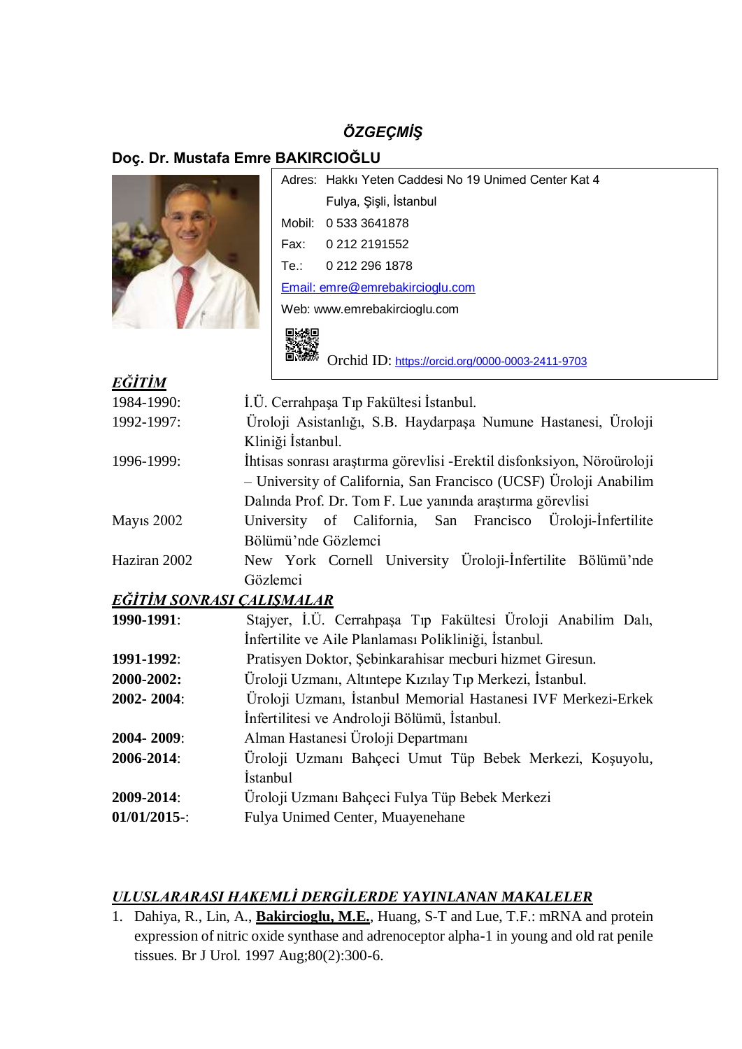# ÖZGEÇMİŞ

## Doç. Dr. Mustafa Emre BAKIRCIOĞLU

Adres: Hakkı Yeten Caddesi No 19 Unimed Center Kat 4
Fulya, Şişli, İstanbul

Mobil: 0 533 3641878

Fax: 0 212 2191552

Te.: 0 212 296 1878

Email: emre@emrebakircioglu.com

Web: www.emrebakircioglu.com

Orchid ID: https://orcid.org/0000-0003-2411-9703

## EĞİTİM

| | |
|---|---|
| 1984-1990: | İ.Ü. Cerrahpaşa Tıp Fakültesi İstanbul. |
| 1992-1997: | Üroloji Asistanlığı, S.B. Haydarpaşa Numune Hastanesi, Üroloji Kliniği İstanbul. |
| 1996-1999: | İhtisas sonrası araştırma görevlisi -Erektil disfonksiyon, Nöroüroloji – University of California, San Francisco (UCSF) Üroloji Anabilim Dalında Prof. Dr. Tom F. Lue yanında araştırma görevlisi |
| Mayıs 2002 | University of California, San Francisco Üroloji-İnfertilite Bölümü'nde Gözlemci |
| Haziran 2002 | New York Cornell University Üroloji-İnfertilite Bölümü'nde Gözlemci |

## EĞİTİM SONRASI ÇALIŞMALAR

| | |
|---|---|
| **1990-1991**: | Stajyer, İ.Ü. Cerrahpaşa Tıp Fakültesi Üroloji Anabilim Dalı, İnfertilite ve Aile Planlaması Polikliniği, İstanbul. |
| **1991-1992**: | Pratisyen Doktor, Şebinkarahisar mecburi hizmet Giresun. |
| **2000-2002:** | Üroloji Uzmanı, Altıntepe Kızılay Tıp Merkezi, İstanbul. |
| **2002- 2004**: | Üroloji Uzmanı, İstanbul Memorial Hastanesi IVF Merkezi-Erkek İnfertilitesi ve Androloji Bölümü, İstanbul. |
| **2004- 2009**: | Alman Hastanesi Üroloji Departmanı |
| **2006-2014**: | Üroloji Uzmanı Bahçeci Umut Tüp Bebek Merkezi, Koşuyolu, İstanbul |
| **2009-2014**: | Üroloji Uzmanı Bahçeci Fulya Tüp Bebek Merkezi |
| **01/01/2015-**: | Fulya Unimed Center, Muayenehane |

## ULUSLARARASI HAKEMLİ DERGİLERDE YAYINLANAN MAKALELER

1. Dahiya, R., Lin, A., **Bakircioglu, M.E.**, Huang, S-T and Lue, T.F.: mRNA and protein expression of nitric oxide synthase and adrenoceptor alpha-1 in young and old rat penile tissues. Br J Urol. 1997 Aug;80(2):300-6.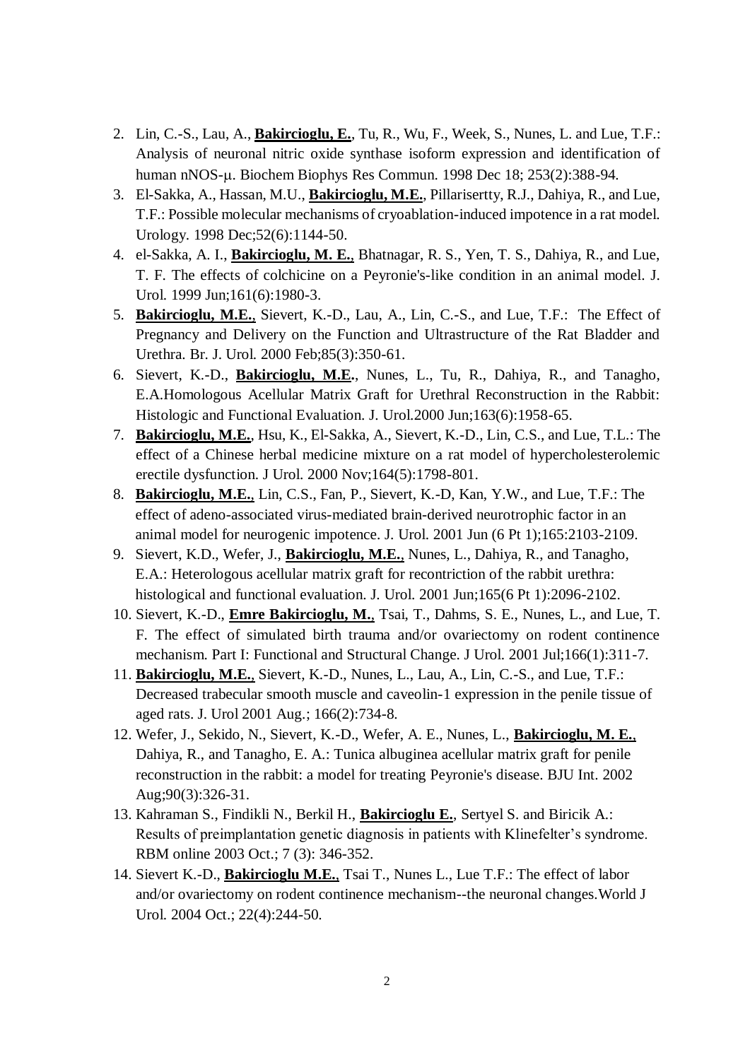2. Lin, C.-S., Lau, A., **Bakircioglu, E.**, Tu, R., Wu, F., Week, S., Nunes, L. and Lue, T.F.: Analysis of neuronal nitric oxide synthase isoform expression and identification of human nNOS-μ. Biochem Biophys Res Commun. 1998 Dec 18; 253(2):388-94.
3. El-Sakka, A., Hassan, M.U., **Bakircioglu, M.E.**, Pillarisertty, R.J., Dahiya, R., and Lue, T.F.: Possible molecular mechanisms of cryoablation-induced impotence in a rat model. Urology. 1998 Dec;52(6):1144-50.
4. el-Sakka, A. I., **Bakircioglu, M. E.**, Bhatnagar, R. S., Yen, T. S., Dahiya, R., and Lue, T. F. The effects of colchicine on a Peyronie's-like condition in an animal model. J. Urol. 1999 Jun;161(6):1980-3.
5. **Bakircioglu, M.E.**, Sievert, K.-D., Lau, A., Lin, C.-S., and Lue, T.F.: The Effect of Pregnancy and Delivery on the Function and Ultrastructure of the Rat Bladder and Urethra. Br. J. Urol. 2000 Feb;85(3):350-61.
6. Sievert, K.-D., **Bakircioglu, M.E.**, Nunes, L., Tu, R., Dahiya, R., and Tanagho, E.A.Homologous Acellular Matrix Graft for Urethral Reconstruction in the Rabbit: Histologic and Functional Evaluation. J. Urol.2000 Jun;163(6):1958-65.
7. **Bakircioglu, M.E.**, Hsu, K., El-Sakka, A., Sievert, K.-D., Lin, C.S., and Lue, T.L.: The effect of a Chinese herbal medicine mixture on a rat model of hypercholesterolemic erectile dysfunction. J Urol. 2000 Nov;164(5):1798-801.
8. **Bakircioglu, M.E.**, Lin, C.S., Fan, P., Sievert, K.-D, Kan, Y.W., and Lue, T.F.: The effect of adeno-associated virus-mediated brain-derived neurotrophic factor in an animal model for neurogenic impotence. J. Urol. 2001 Jun (6 Pt 1);165:2103-2109.
9. Sievert, K.D., Wefer, J., **Bakircioglu, M.E.**, Nunes, L., Dahiya, R., and Tanagho, E.A.: Heterologous acellular matrix graft for recontriction of the rabbit urethra: histological and functional evaluation. J. Urol. 2001 Jun;165(6 Pt 1):2096-2102.
10. Sievert, K.-D., **Emre Bakircioglu, M.**, Tsai, T., Dahms, S. E., Nunes, L., and Lue, T. F. The effect of simulated birth trauma and/or ovariectomy on rodent continence mechanism. Part I: Functional and Structural Change. J Urol. 2001 Jul;166(1):311-7.
11. **Bakircioglu, M.E.**, Sievert, K.-D., Nunes, L., Lau, A., Lin, C.-S., and Lue, T.F.: Decreased trabecular smooth muscle and caveolin-1 expression in the penile tissue of aged rats. J. Urol 2001 Aug.; 166(2):734-8.
12. Wefer, J., Sekido, N., Sievert, K.-D., Wefer, A. E., Nunes, L., **Bakircioglu, M. E.**, Dahiya, R., and Tanagho, E. A.: Tunica albuginea acellular matrix graft for penile reconstruction in the rabbit: a model for treating Peyronie's disease. BJU Int. 2002 Aug;90(3):326-31.
13. Kahraman S., Findikli N., Berkil H., **Bakircioglu E.**, Sertyel S. and Biricik A.: Results of preimplantation genetic diagnosis in patients with Klinefelter's syndrome. RBM online 2003 Oct.; 7 (3): 346-352.
14. Sievert K.-D., **Bakircioglu M.E.**, Tsai T., Nunes L., Lue T.F.: The effect of labor and/or ovariectomy on rodent continence mechanism--the neuronal changes.World J Urol. 2004 Oct.; 22(4):244-50.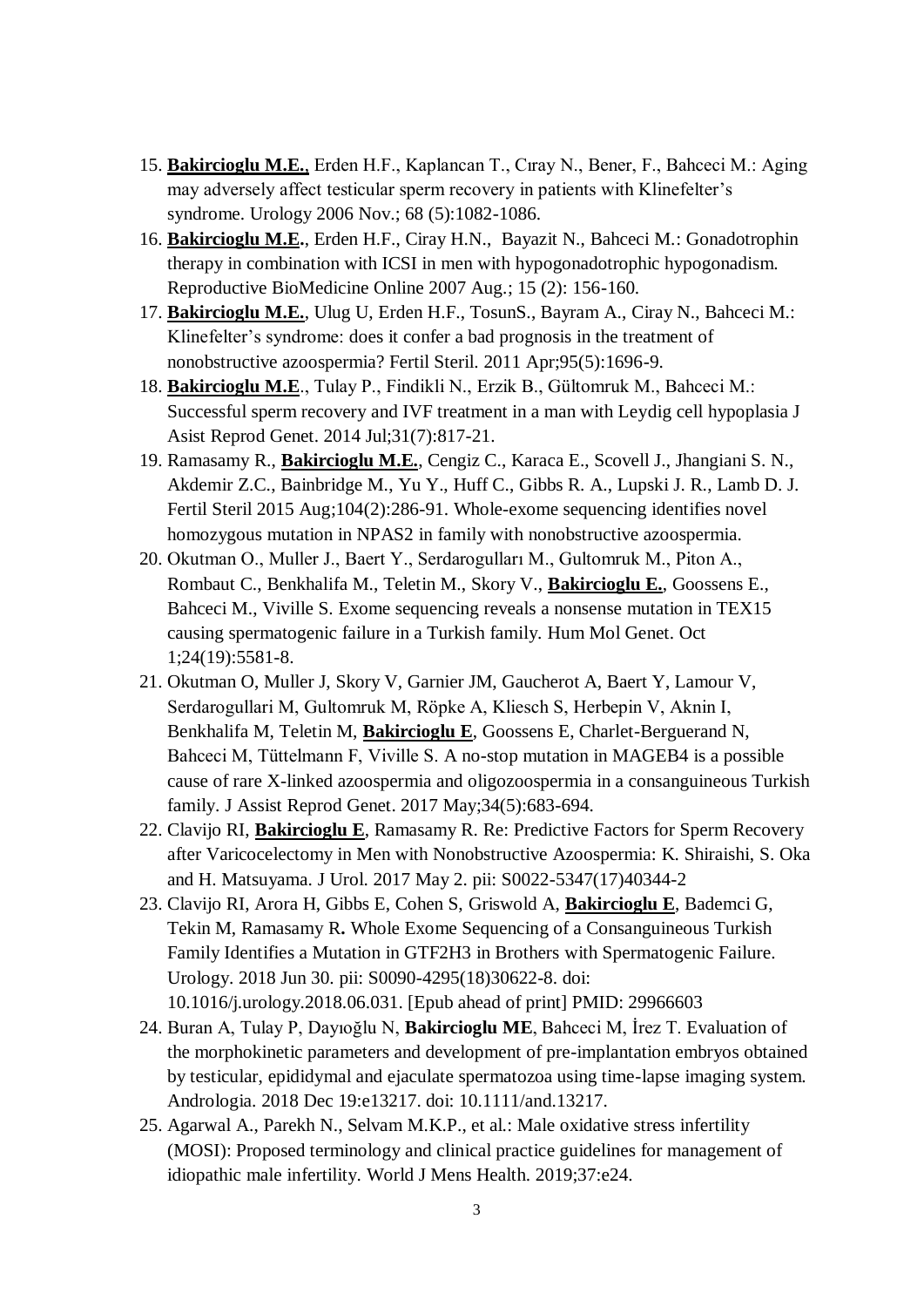15. **Bakircioglu M.E.**, Erden H.F., Kaplancan T., Cıray N., Bener, F., Bahceci M.: Aging may adversely affect testicular sperm recovery in patients with Klinefelter's syndrome. Urology 2006 Nov.; 68 (5):1082-1086.
16. **Bakircioglu M.E.**, Erden H.F., Ciray H.N., Bayazit N., Bahceci M.: Gonadotrophin therapy in combination with ICSI in men with hypogonadotrophic hypogonadism. Reproductive BioMedicine Online 2007 Aug.; 15 (2): 156-160.
17. **Bakircioglu M.E.**, Ulug U, Erden H.F., TosunS., Bayram A., Ciray N., Bahceci M.: Klinefelter's syndrome: does it confer a bad prognosis in the treatment of nonobstructive azoospermia? Fertil Steril. 2011 Apr;95(5):1696-9.
18. **Bakircioglu M.E**., Tulay P., Findikli N., Erzik B., Gültomruk M., Bahceci M.: Successful sperm recovery and IVF treatment in a man with Leydig cell hypoplasia J Asist Reprod Genet. 2014 Jul;31(7):817-21.
19. Ramasamy R., **Bakircioglu M.E.**, Cengiz C., Karaca E., Scovell J., Jhangiani S. N., Akdemir Z.C., Bainbridge M., Yu Y., Huff C., Gibbs R. A., Lupski J. R., Lamb D. J. Fertil Steril 2015 Aug;104(2):286-91. Whole-exome sequencing identifies novel homozygous mutation in NPAS2 in family with nonobstructive azoospermia.
20. Okutman O., Muller J., Baert Y., Serdarogulları M., Gultomruk M., Piton A., Rombaut C., Benkhalifa M., Teletin M., Skory V., **Bakircioglu E.**, Goossens E., Bahceci M., Viville S. Exome sequencing reveals a nonsense mutation in TEX15 causing spermatogenic failure in a Turkish family. Hum Mol Genet. Oct 1;24(19):5581-8.
21. Okutman O, Muller J, Skory V, Garnier JM, Gaucherot A, Baert Y, Lamour V, Serdarogullari M, Gultomruk M, Röpke A, Kliesch S, Herbepin V, Aknin I, Benkhalifa M, Teletin M, **Bakircioglu E**, Goossens E, Charlet-Berguerand N, Bahceci M, Tüttelmann F, Viville S. A no-stop mutation in MAGEB4 is a possible cause of rare X-linked azoospermia and oligozoospermia in a consanguineous Turkish family. J Assist Reprod Genet. 2017 May;34(5):683-694.
22. Clavijo RI, **Bakircioglu E**, Ramasamy R. Re: Predictive Factors for Sperm Recovery after Varicocelectomy in Men with Nonobstructive Azoospermia: K. Shiraishi, S. Oka and H. Matsuyama. J Urol. 2017 May 2. pii: S0022-5347(17)40344-2
23. Clavijo RI, Arora H, Gibbs E, Cohen S, Griswold A, **Bakircioglu E**, Bademci G, Tekin M, Ramasamy R**.** Whole Exome Sequencing of a Consanguineous Turkish Family Identifies a Mutation in GTF2H3 in Brothers with Spermatogenic Failure. Urology. 2018 Jun 30. pii: S0090-4295(18)30622-8. doi: 10.1016/j.urology.2018.06.031. [Epub ahead of print] PMID: 29966603
24. Buran A, Tulay P, Dayıoğlu N, **Bakircioglu ME**, Bahceci M, İrez T. Evaluation of the morphokinetic parameters and development of pre-implantation embryos obtained by testicular, epididymal and ejaculate spermatozoa using time-lapse imaging system. Andrologia. 2018 Dec 19:e13217. doi: 10.1111/and.13217.
25. Agarwal A., Parekh N., Selvam M.K.P., et al.: Male oxidative stress infertility (MOSI): Proposed terminology and clinical practice guidelines for management of idiopathic male infertility. World J Mens Health. 2019;37:e24.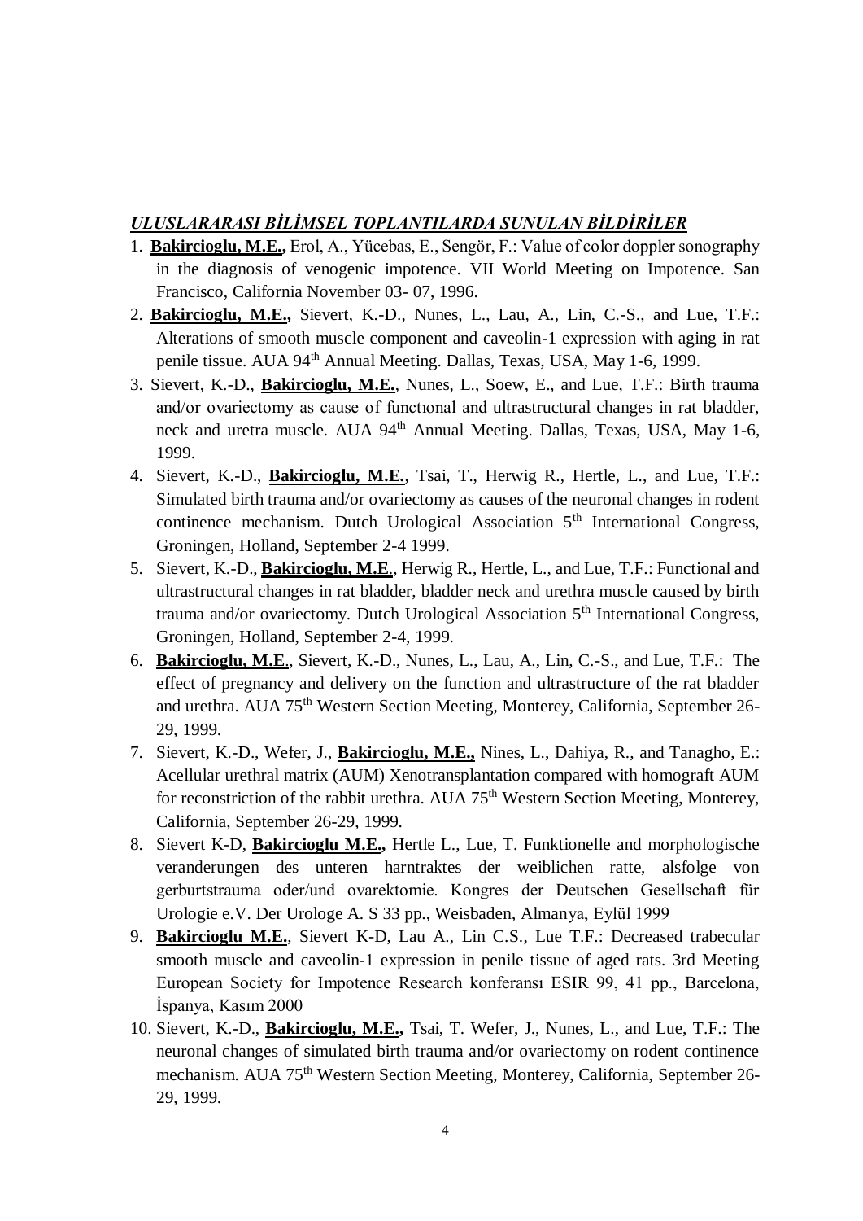***ULUSLARARASI BİLİMSEL TOPLANTILARDA SUNULAN BİLDİRİLER***

1. **Bakircioglu, M.E.,** Erol, A., Yücebas, E., Sengör, F.: Value of color doppler sonography in the diagnosis of venogenic impotence. VII World Meeting on Impotence. San Francisco, California November 03- 07, 1996.
2. **Bakircioglu, M.E.,** Sievert, K.-D., Nunes, L., Lau, A., Lin, C.-S., and Lue, T.F.: Alterations of smooth muscle component and caveolin-1 expression with aging in rat penile tissue. AUA 94th Annual Meeting. Dallas, Texas, USA, May 1-6, 1999.
3. Sievert, K.-D., **Bakircioglu, M.E.**, Nunes, L., Soew, E., and Lue, T.F.: Birth trauma and/or ovariectomy as cause of functıonal and ultrastructural changes in rat bladder, neck and uretra muscle. AUA 94th Annual Meeting. Dallas, Texas, USA, May 1-6, 1999.
4. Sievert, K.-D., **Bakircioglu, M.E.**, Tsai, T., Herwig R., Hertle, L., and Lue, T.F.: Simulated birth trauma and/or ovariectomy as causes of the neuronal changes in rodent continence mechanism. Dutch Urological Association 5th International Congress, Groningen, Holland, September 2-4 1999.
5. Sievert, K.-D., **Bakircioglu, M.E.**, Herwig R., Hertle, L., and Lue, T.F.: Functional and ultrastructural changes in rat bladder, bladder neck and urethra muscle caused by birth trauma and/or ovariectomy. Dutch Urological Association 5th International Congress, Groningen, Holland, September 2-4, 1999.
6. **Bakircioglu, M.E.**, Sievert, K.-D., Nunes, L., Lau, A., Lin, C.-S., and Lue, T.F.: The effect of pregnancy and delivery on the function and ultrastructure of the rat bladder and urethra. AUA 75th Western Section Meeting, Monterey, California, September 26-29, 1999.
7. Sievert, K.-D., Wefer, J., **Bakircioglu, M.E.,** Nines, L., Dahiya, R., and Tanagho, E.: Acellular urethral matrix (AUM) Xenotransplantation compared with homograft AUM for reconstriction of the rabbit urethra. AUA 75th Western Section Meeting, Monterey, California, September 26-29, 1999.
8. Sievert K-D, **Bakircioglu M.E.,** Hertle L., Lue, T. Funktionelle and morphologische veranderungen des unteren harntraktes der weiblichen ratte, alsfolge von gerburtstrauma oder/und ovarektomie. Kongres der Deutschen Gesellschaft für Urologie e.V. Der Urologe A. S 33 pp., Weisbaden, Almanya, Eylül 1999
9. **Bakircioglu M.E.**, Sievert K-D, Lau A., Lin C.S., Lue T.F.: Decreased trabecular smooth muscle and caveolin-1 expression in penile tissue of aged rats. 3rd Meeting European Society for Impotence Research konferansı ESIR 99, 41 pp., Barcelona, İspanya, Kasım 2000
10. Sievert, K.-D., **Bakircioglu, M.E.,** Tsai, T. Wefer, J., Nunes, L., and Lue, T.F.: The neuronal changes of simulated birth trauma and/or ovariectomy on rodent continence mechanism. AUA 75th Western Section Meeting, Monterey, California, September 26-29, 1999.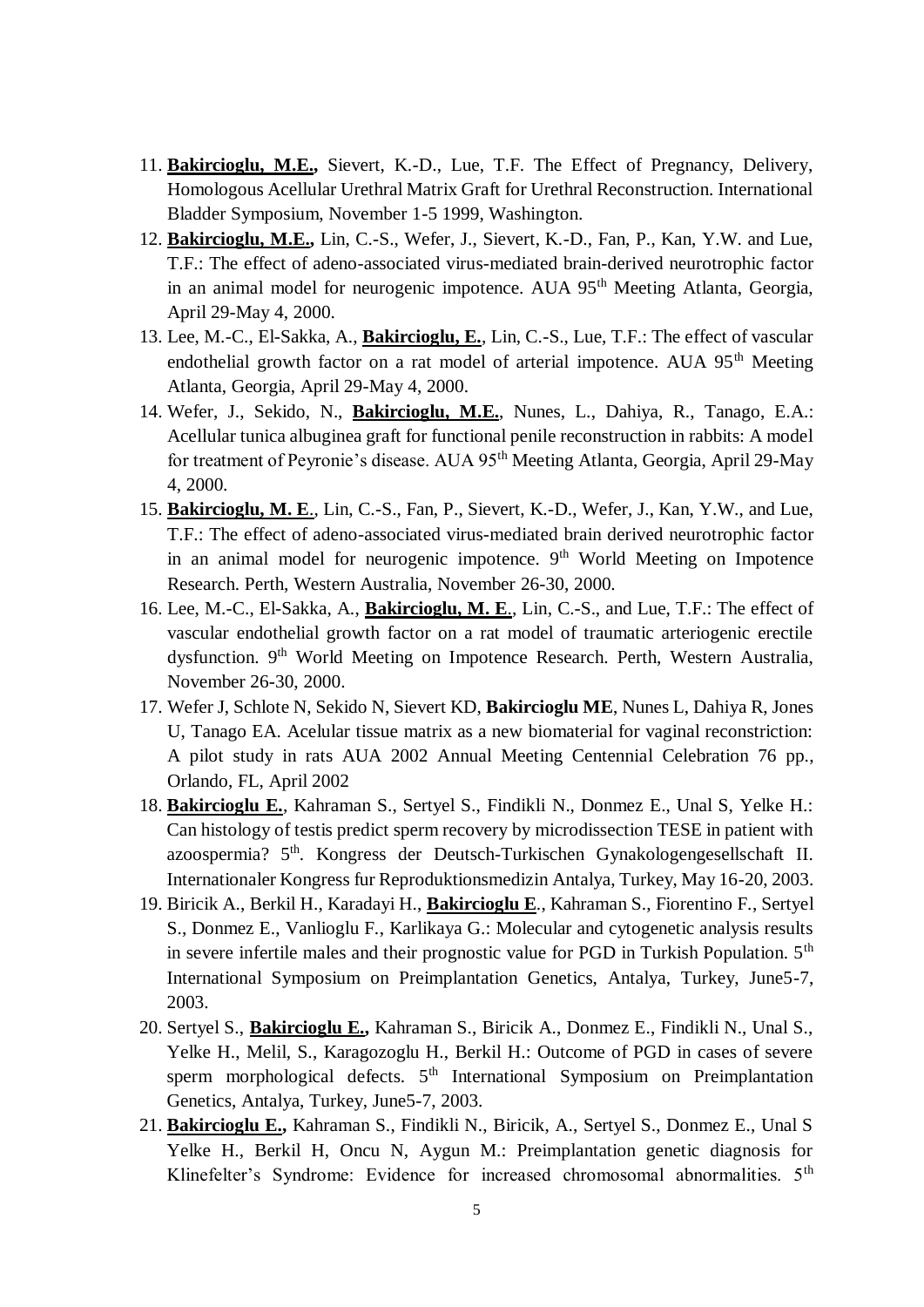11. **Bakircioglu, M.E.,** Sievert, K.-D., Lue, T.F. The Effect of Pregnancy, Delivery, Homologous Acellular Urethral Matrix Graft for Urethral Reconstruction. International Bladder Symposium, November 1-5 1999, Washington.
12. **Bakircioglu, M.E.,** Lin, C.-S., Wefer, J., Sievert, K.-D., Fan, P., Kan, Y.W. and Lue, T.F.: The effect of adeno-associated virus-mediated brain-derived neurotrophic factor in an animal model for neurogenic impotence. AUA 95th Meeting Atlanta, Georgia, April 29-May 4, 2000.
13. Lee, M.-C., El-Sakka, A., **Bakircioglu, E.**, Lin, C.-S., Lue, T.F.: The effect of vascular endothelial growth factor on a rat model of arterial impotence. AUA 95th Meeting Atlanta, Georgia, April 29-May 4, 2000.
14. Wefer, J., Sekido, N., **Bakircioglu, M.E.**, Nunes, L., Dahiya, R., Tanago, E.A.: Acellular tunica albuginea graft for functional penile reconstruction in rabbits: A model for treatment of Peyronie's disease. AUA 95th Meeting Atlanta, Georgia, April 29-May 4, 2000.
15. **Bakircioglu, M. E**., Lin, C.-S., Fan, P., Sievert, K.-D., Wefer, J., Kan, Y.W., and Lue, T.F.: The effect of adeno-associated virus-mediated brain derived neurotrophic factor in an animal model for neurogenic impotence. 9th World Meeting on Impotence Research. Perth, Western Australia, November 26-30, 2000.
16. Lee, M.-C., El-Sakka, A., **Bakircioglu, M. E**., Lin, C.-S., and Lue, T.F.: The effect of vascular endothelial growth factor on a rat model of traumatic arteriogenic erectile dysfunction. 9th World Meeting on Impotence Research. Perth, Western Australia, November 26-30, 2000.
17. Wefer J, Schlote N, Sekido N, Sievert KD, **Bakircioglu ME**, Nunes L, Dahiya R, Jones U, Tanago EA. Acelular tissue matrix as a new biomaterial for vaginal reconstriction: A pilot study in rats AUA 2002 Annual Meeting Centennial Celebration 76 pp., Orlando, FL, April 2002
18. **Bakircioglu E.**, Kahraman S., Sertyel S., Findikli N., Donmez E., Unal S, Yelke H.: Can histology of testis predict sperm recovery by microdissection TESE in patient with azoospermia? 5th. Kongress der Deutsch-Turkischen Gynakologengesellschaft II. Internationaler Kongress fur Reproduktionsmedizin Antalya, Turkey, May 16-20, 2003.
19. Biricik A., Berkil H., Karadayi H., **Bakircioglu E**., Kahraman S., Fiorentino F., Sertyel S., Donmez E., Vanlioglu F., Karlikaya G.: Molecular and cytogenetic analysis results in severe infertile males and their prognostic value for PGD in Turkish Population. 5th International Symposium on Preimplantation Genetics, Antalya, Turkey, June5-7, 2003.
20. Sertyel S., **Bakircioglu E.,** Kahraman S., Biricik A., Donmez E., Findikli N., Unal S., Yelke H., Melil, S., Karagozoglu H., Berkil H.: Outcome of PGD in cases of severe sperm morphological defects. 5th International Symposium on Preimplantation Genetics, Antalya, Turkey, June5-7, 2003.
21. **Bakircioglu E.,** Kahraman S., Findikli N., Biricik, A., Sertyel S., Donmez E., Unal S Yelke H., Berkil H, Oncu N, Aygun M.: Preimplantation genetic diagnosis for Klinefelter's Syndrome: Evidence for increased chromosomal abnormalities. 5th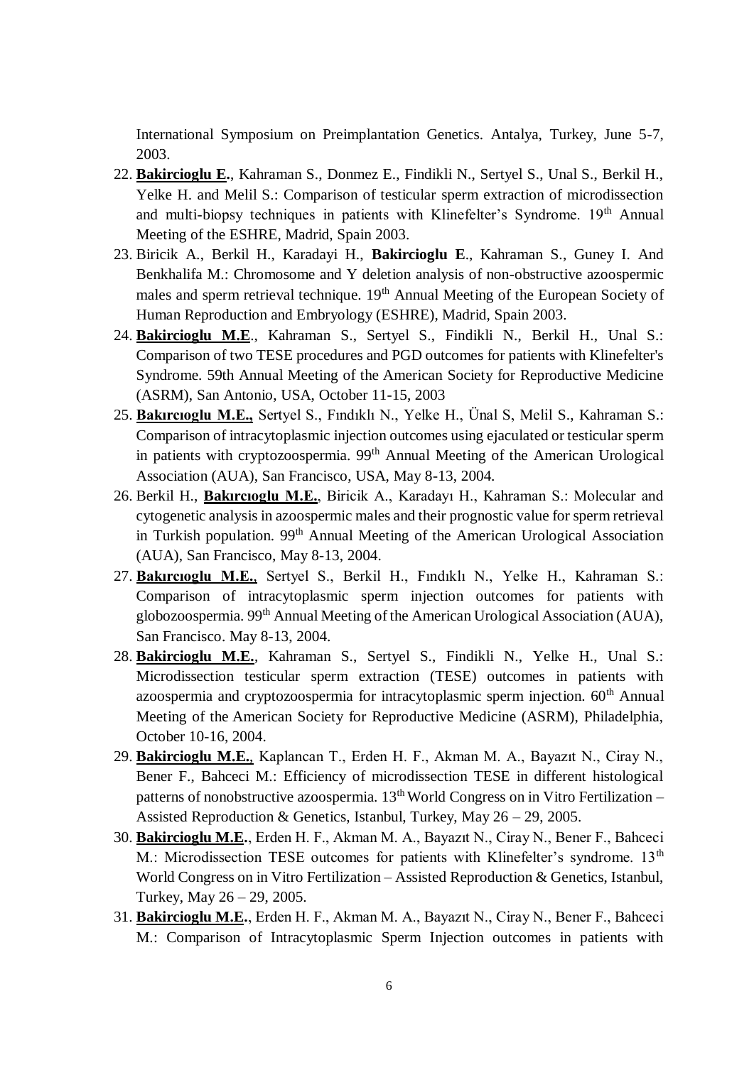International Symposium on Preimplantation Genetics. Antalya, Turkey, June 5-7, 2003.

22. **Bakircioglu E.**, Kahraman S., Donmez E., Findikli N., Sertyel S., Unal S., Berkil H., Yelke H. and Melil S.: Comparison of testicular sperm extraction of microdissection and multi-biopsy techniques in patients with Klinefelter's Syndrome. 19th Annual Meeting of the ESHRE, Madrid, Spain 2003.
23. Biricik A., Berkil H., Karadayi H., **Bakircioglu E**., Kahraman S., Guney I. And Benkhalifa M.: Chromosome and Y deletion analysis of non-obstructive azoospermic males and sperm retrieval technique. 19th Annual Meeting of the European Society of Human Reproduction and Embryology (ESHRE), Madrid, Spain 2003.
24. **Bakircioglu M.E**., Kahraman S., Sertyel S., Findikli N., Berkil H., Unal S.: Comparison of two TESE procedures and PGD outcomes for patients with Klinefelter's Syndrome. 59th Annual Meeting of the American Society for Reproductive Medicine (ASRM), San Antonio, USA, October 11-15, 2003
25. **Bakırcıoglu M.E.,** Sertyel S., Fındıklı N., Yelke H., Ünal S, Melil S., Kahraman S.: Comparison of intracytoplasmic injection outcomes using ejaculated or testicular sperm in patients with cryptozoospermia. 99th Annual Meeting of the American Urological Association (AUA), San Francisco, USA, May 8-13, 2004.
26. Berkil H., **Bakırcıoglu M.E.**, Biricik A., Karadayı H., Kahraman S.: Molecular and cytogenetic analysis in azoospermic males and their prognostic value for sperm retrieval in Turkish population. 99th Annual Meeting of the American Urological Association (AUA), San Francisco, May 8-13, 2004.
27. **Bakırcıoglu M.E.**, Sertyel S., Berkil H., Fındıklı N., Yelke H., Kahraman S.: Comparison of intracytoplasmic sperm injection outcomes for patients with globozoospermia. 99th Annual Meeting of the American Urological Association (AUA), San Francisco. May 8-13, 2004.
28. **Bakircioglu M.E.**, Kahraman S., Sertyel S., Findikli N., Yelke H., Unal S.: Microdissection testicular sperm extraction (TESE) outcomes in patients with azoospermia and cryptozoospermia for intracytoplasmic sperm injection. 60th Annual Meeting of the American Society for Reproductive Medicine (ASRM), Philadelphia, October 10-16, 2004.
29. **Bakircioglu M.E.**, Kaplancan T., Erden H. F., Akman M. A., Bayazıt N., Ciray N., Bener F., Bahceci M.: Efficiency of microdissection TESE in different histological patterns of nonobstructive azoospermia. 13th World Congress on in Vitro Fertilization – Assisted Reproduction & Genetics, Istanbul, Turkey, May 26 – 29, 2005.
30. **Bakircioglu M.E.**, Erden H. F., Akman M. A., Bayazıt N., Ciray N., Bener F., Bahceci M.: Microdissection TESE outcomes for patients with Klinefelter's syndrome. 13th World Congress on in Vitro Fertilization – Assisted Reproduction & Genetics, Istanbul, Turkey, May 26 – 29, 2005.
31. **Bakircioglu M.E.**, Erden H. F., Akman M. A., Bayazıt N., Ciray N., Bener F., Bahceci M.: Comparison of Intracytoplasmic Sperm Injection outcomes in patients with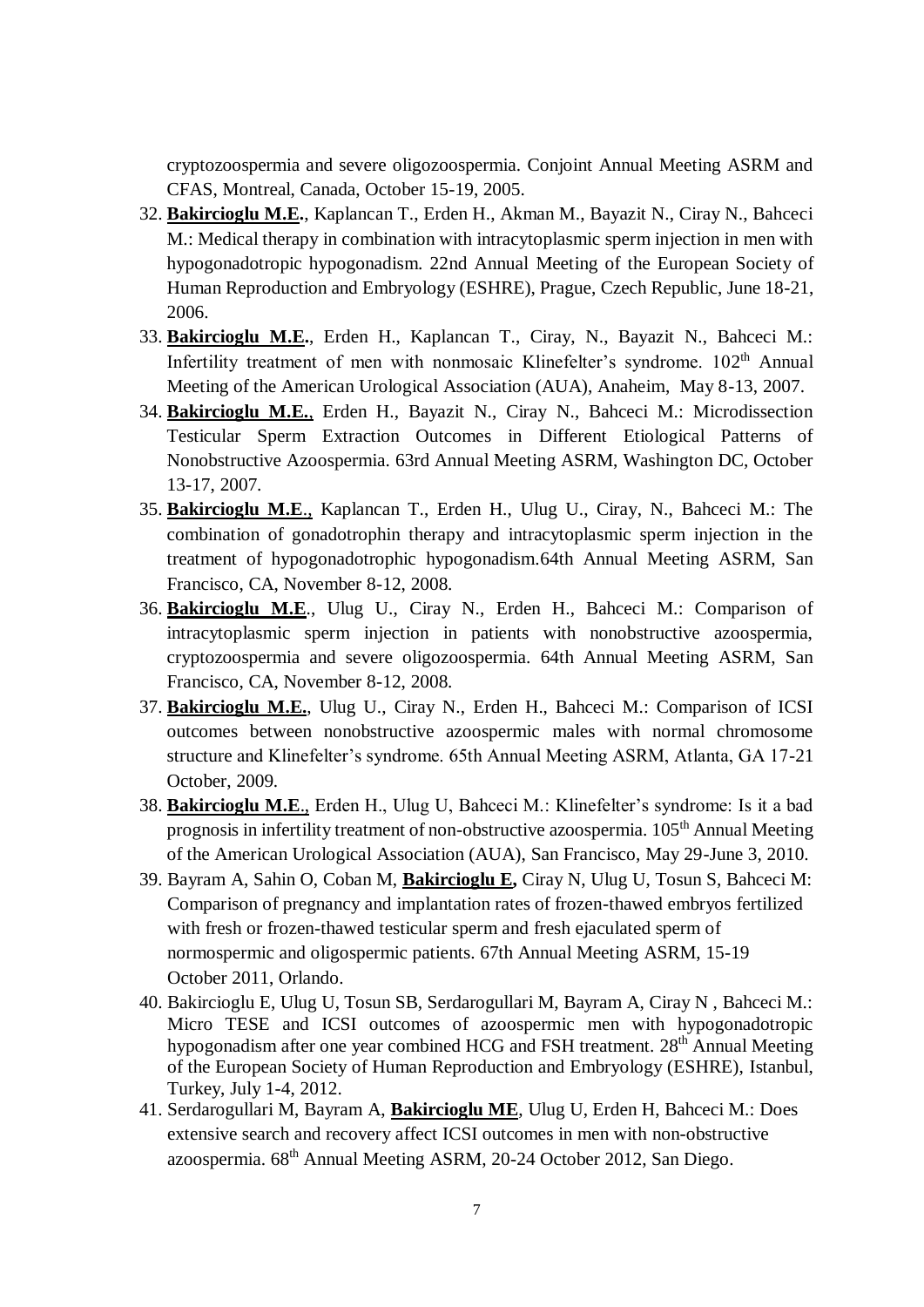cryptozoospermia and severe oligozoospermia. Conjoint Annual Meeting ASRM and CFAS, Montreal, Canada, October 15-19, 2005.

32. **Bakircioglu M.E.**, Kaplancan T., Erden H., Akman M., Bayazit N., Ciray N., Bahceci M.: Medical therapy in combination with intracytoplasmic sperm injection in men with hypogonadotropic hypogonadism. 22nd Annual Meeting of the European Society of Human Reproduction and Embryology (ESHRE), Prague, Czech Republic, June 18-21, 2006.
33. **Bakircioglu M.E.**, Erden H., Kaplancan T., Ciray, N., Bayazit N., Bahceci M.: Infertility treatment of men with nonmosaic Klinefelter's syndrome. 102th Annual Meeting of the American Urological Association (AUA), Anaheim, May 8-13, 2007.
34. **Bakircioglu M.E.**, Erden H., Bayazit N., Ciray N., Bahceci M.: Microdissection Testicular Sperm Extraction Outcomes in Different Etiological Patterns of Nonobstructive Azoospermia. 63rd Annual Meeting ASRM, Washington DC, October 13-17, 2007.
35. **Bakircioglu M.E**., Kaplancan T., Erden H., Ulug U., Ciray, N., Bahceci M.: The combination of gonadotrophin therapy and intracytoplasmic sperm injection in the treatment of hypogonadotrophic hypogonadism.64th Annual Meeting ASRM, San Francisco, CA, November 8-12, 2008.
36. **Bakircioglu M.E**., Ulug U., Ciray N., Erden H., Bahceci M.: Comparison of intracytoplasmic sperm injection in patients with nonobstructive azoospermia, cryptozoospermia and severe oligozoospermia. 64th Annual Meeting ASRM, San Francisco, CA, November 8-12, 2008.
37. **Bakircioglu M.E.**, Ulug U., Ciray N., Erden H., Bahceci M.: Comparison of ICSI outcomes between nonobstructive azoospermic males with normal chromosome structure and Klinefelter's syndrome. 65th Annual Meeting ASRM, Atlanta, GA 17-21 October, 2009.
38. **Bakircioglu M.E**., Erden H., Ulug U, Bahceci M.: Klinefelter's syndrome: Is it a bad prognosis in infertility treatment of non-obstructive azoospermia. 105th Annual Meeting of the American Urological Association (AUA), San Francisco, May 29-June 3, 2010.
39. Bayram A, Sahin O, Coban M, **Bakircioglu E,** Ciray N, Ulug U, Tosun S, Bahceci M: Comparison of pregnancy and implantation rates of frozen-thawed embryos fertilized with fresh or frozen-thawed testicular sperm and fresh ejaculated sperm of normospermic and oligospermic patients. 67th Annual Meeting ASRM, 15-19 October 2011, Orlando.
40. Bakircioglu E, Ulug U, Tosun SB, Serdarogullari M, Bayram A, Ciray N , Bahceci M.: Micro TESE and ICSI outcomes of azoospermic men with hypogonadotropic hypogonadism after one year combined HCG and FSH treatment. 28th Annual Meeting of the European Society of Human Reproduction and Embryology (ESHRE), Istanbul, Turkey, July 1-4, 2012.
41. Serdarogullari M, Bayram A, **Bakircioglu ME**, Ulug U, Erden H, Bahceci M.: Does extensive search and recovery affect ICSI outcomes in men with non-obstructive azoospermia. 68th Annual Meeting ASRM, 20-24 October 2012, San Diego.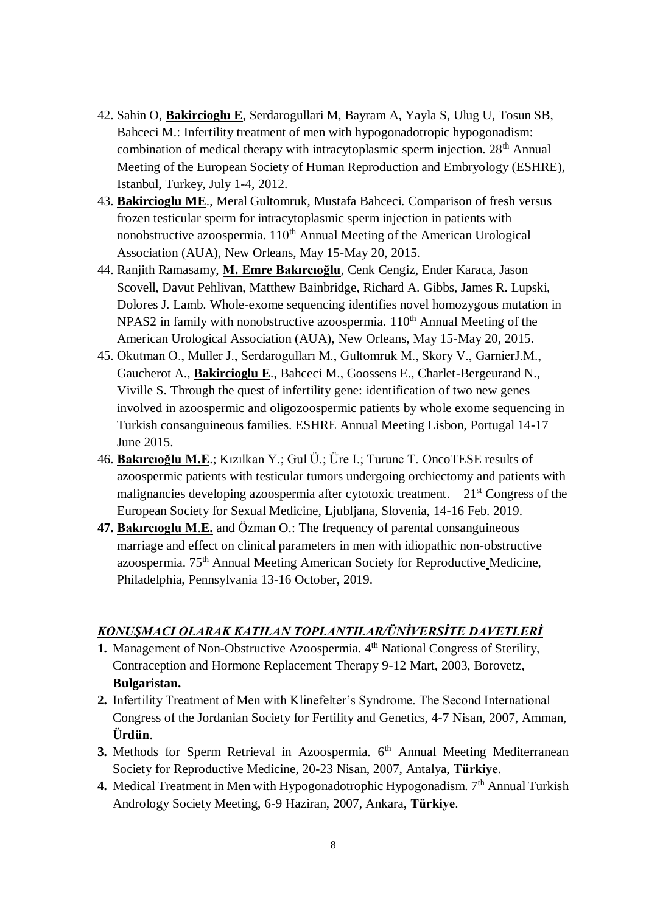42. Sahin O, **Bakircioglu E**, Serdarogullari M, Bayram A, Yayla S, Ulug U, Tosun SB, Bahceci M.: Infertility treatment of men with hypogonadotropic hypogonadism: combination of medical therapy with intracytoplasmic sperm injection. 28th Annual Meeting of the European Society of Human Reproduction and Embryology (ESHRE), Istanbul, Turkey, July 1-4, 2012.
43. **Bakircioglu ME**., Meral Gultomruk, Mustafa Bahceci. Comparison of fresh versus frozen testicular sperm for intracytoplasmic sperm injection in patients with nonobstructive azoospermia. 110th Annual Meeting of the American Urological Association (AUA), New Orleans, May 15-May 20, 2015.
44. Ranjith Ramasamy, **M. Emre Bakırcıoğlu**, Cenk Cengiz, Ender Karaca, Jason Scovell, Davut Pehlivan, Matthew Bainbridge, Richard A. Gibbs, James R. Lupski, Dolores J. Lamb. Whole-exome sequencing identifies novel homozygous mutation in NPAS2 in family with nonobstructive azoospermia. 110th Annual Meeting of the American Urological Association (AUA), New Orleans, May 15-May 20, 2015.
45. Okutman O., Muller J., Serdarogulları M., Gultomruk M., Skory V., GarnierJ.M., Gaucherot A., **Bakircioglu E**., Bahceci M., Goossens E., Charlet-Bergeurand N., Viville S. Through the quest of infertility gene: identification of two new genes involved in azoospermic and oligozoospermic patients by whole exome sequencing in Turkish consanguineous families. ESHRE Annual Meeting Lisbon, Portugal 14-17 June 2015.
46. **Bakırcıoğlu M.E**.; Kızılkan Y.; Gul Ü.; Üre I.; Turunc T. OncoTESE results of azoospermic patients with testicular tumors undergoing orchiectomy and patients with malignancies developing azoospermia after cytotoxic treatment. 21st Congress of the European Society for Sexual Medicine, Ljubljana, Slovenia, 14-16 Feb. 2019.
47. **Bakırcıoglu M.E.** and Özman O.: The frequency of parental consanguineous marriage and effect on clinical parameters in men with idiopathic non-obstructive azoospermia. 75th Annual Meeting American Society for Reproductive Medicine, Philadelphia, Pennsylvania 13-16 October, 2019.

## ***KONUŞMACI OLARAK KATILAN TOPLANTILAR/ÜNİVERSİTE DAVETLERİ***

1. Management of Non-Obstructive Azoospermia. 4th National Congress of Sterility, Contraception and Hormone Replacement Therapy 9-12 Mart, 2003, Borovetz, **Bulgaristan.**
2. Infertility Treatment of Men with Klinefelter's Syndrome. The Second International Congress of the Jordanian Society for Fertility and Genetics, 4-7 Nisan, 2007, Amman, **Ürdün**.
3. Methods for Sperm Retrieval in Azoospermia. 6th Annual Meeting Mediterranean Society for Reproductive Medicine, 20-23 Nisan, 2007, Antalya, **Türkiye**.
4. Medical Treatment in Men with Hypogonadotrophic Hypogonadism. 7th Annual Turkish Andrology Society Meeting, 6-9 Haziran, 2007, Ankara, **Türkiye**.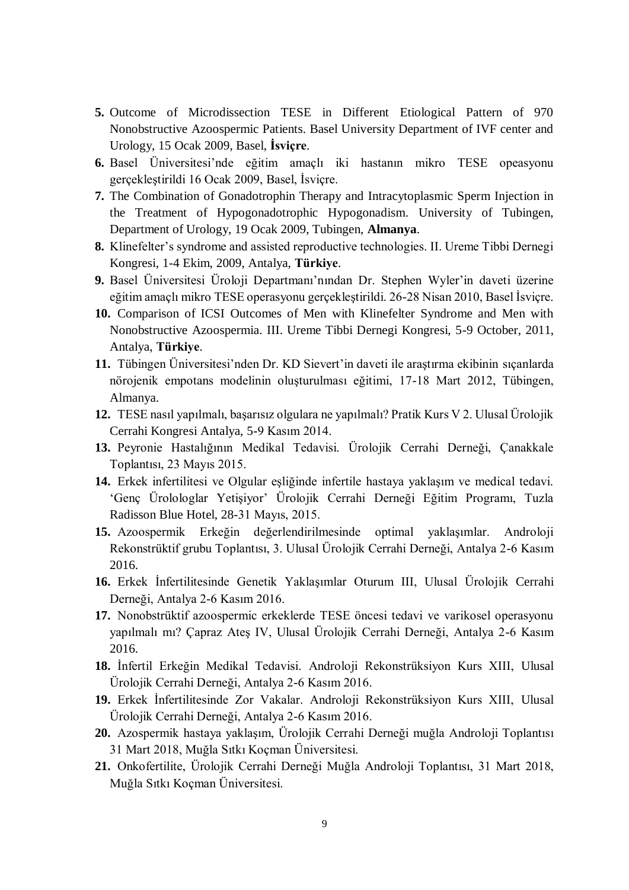5. Outcome of Microdissection TESE in Different Etiological Pattern of 970 Nonobstructive Azoospermic Patients. Basel University Department of IVF center and Urology, 15 Ocak 2009, Basel, **İsviçre**.
6. Basel Üniversitesi'nde eğitim amaçlı iki hastanın mikro TESE opeasyonu gerçekleştirildi 16 Ocak 2009, Basel, İsviçre.
7. The Combination of Gonadotrophin Therapy and Intracytoplasmic Sperm Injection in the Treatment of Hypogonadotrophic Hypogonadism. University of Tubingen, Department of Urology, 19 Ocak 2009, Tubingen, **Almanya**.
8. Klinefelter's syndrome and assisted reproductive technologies. II. Ureme Tibbi Dernegi Kongresi, 1-4 Ekim, 2009, Antalya, **Türkiye**.
9. Basel Üniversitesi Üroloji Departmanı'nından Dr. Stephen Wyler'in daveti üzerine eğitim amaçlı mikro TESE operasyonu gerçekleştirildi. 26-28 Nisan 2010, Basel İsviçre.
10. Comparison of ICSI Outcomes of Men with Klinefelter Syndrome and Men with Nonobstructive Azoospermia. III. Ureme Tibbi Dernegi Kongresi, 5-9 October, 2011, Antalya, **Türkiye**.
11. Tübingen Üniversitesi'nden Dr. KD Sievert'in daveti ile araştırma ekibinin sıçanlarda nörojenik empotans modelinin oluşturulması eğitimi, 17-18 Mart 2012, Tübingen, Almanya.
12. TESE nasıl yapılmalı, başarısız olgulara ne yapılmalı? Pratik Kurs V 2. Ulusal Ürolojik Cerrahi Kongresi Antalya, 5-9 Kasım 2014.
13. Peyronie Hastalığının Medikal Tedavisi. Ürolojik Cerrahi Derneği, Çanakkale Toplantısı, 23 Mayıs 2015.
14. Erkek infertilitesi ve Olgular eşliğinde infertile hastaya yaklaşım ve medical tedavi. 'Genç Ürolologlar Yetişiyor' Ürolojik Cerrahi Derneği Eğitim Programı, Tuzla Radisson Blue Hotel, 28-31 Mayıs, 2015.
15. Azoospermik Erkeğin değerlendirilmesinde optimal yaklaşımlar. Androloji Rekonstrüktif grubu Toplantısı, 3. Ulusal Ürolojik Cerrahi Derneği, Antalya 2-6 Kasım 2016.
16. Erkek İnfertilitesinde Genetik Yaklaşımlar Oturum III, Ulusal Ürolojik Cerrahi Derneği, Antalya 2-6 Kasım 2016.
17. Nonobstrüktif azoospermic erkeklerde TESE öncesi tedavi ve varikosel operasyonu yapılmalı mı? Çapraz Ateş IV, Ulusal Ürolojik Cerrahi Derneği, Antalya 2-6 Kasım 2016.
18. İnfertil Erkeğin Medikal Tedavisi. Androloji Rekonstrüksiyon Kurs XIII, Ulusal Ürolojik Cerrahi Derneği, Antalya 2-6 Kasım 2016.
19. Erkek İnfertilitesinde Zor Vakalar. Androloji Rekonstrüksiyon Kurs XIII, Ulusal Ürolojik Cerrahi Derneği, Antalya 2-6 Kasım 2016.
20. Azospermik hastaya yaklaşım, Ürolojik Cerrahi Derneği muğla Androloji Toplantısı 31 Mart 2018, Muğla Sıtkı Koçman Üniversitesi.
21. Onkofertilite, Ürolojik Cerrahi Derneği Muğla Androloji Toplantısı, 31 Mart 2018, Muğla Sıtkı Koçman Üniversitesi.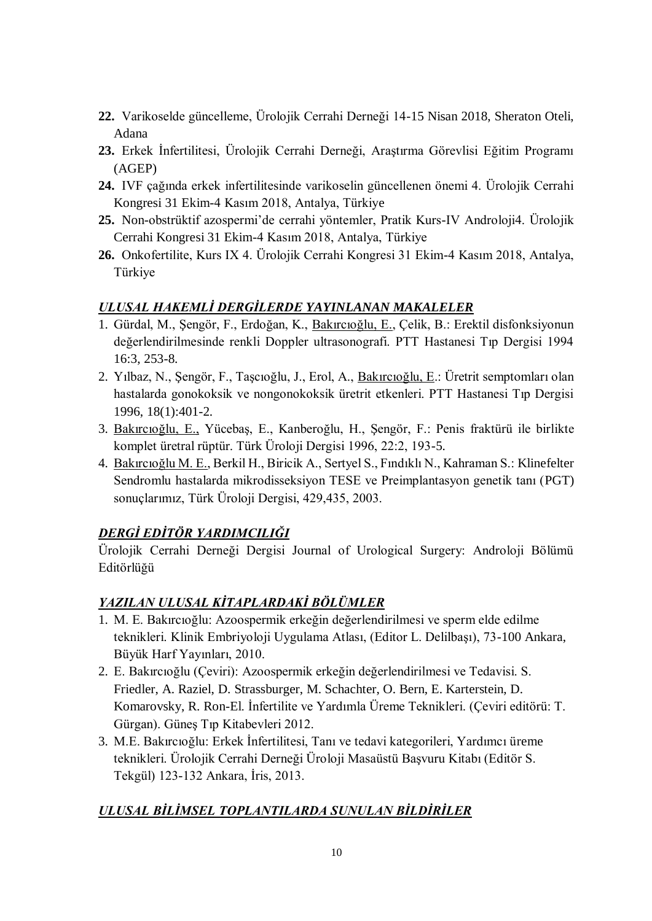22. Varikoselde güncelleme, Ürolojik Cerrahi Derneği 14-15 Nisan 2018, Sheraton Oteli, Adana
23. Erkek İnfertilitesi, Ürolojik Cerrahi Derneği, Araştırma Görevlisi Eğitim Programı (AGEP)
24. IVF çağında erkek infertilitesinde varikoselin güncellenen önemi 4. Ürolojik Cerrahi Kongresi 31 Ekim-4 Kasım 2018, Antalya, Türkiye
25. Non-obstrüktif azospermi'de cerrahi yöntemler, Pratik Kurs-IV Androloji4. Ürolojik Cerrahi Kongresi 31 Ekim-4 Kasım 2018, Antalya, Türkiye
26. Onkofertilite, Kurs IX 4. Ürolojik Cerrahi Kongresi 31 Ekim-4 Kasım 2018, Antalya, Türkiye

## *ULUSAL HAKEMLİ DERGİLERDE YAYINLANAN MAKALELER*

1. Gürdal, M., Şengör, F., Erdoğan, K., Bakırcıoğlu, E., Çelik, B.: Erektil disfonksiyonun değerlendirilmesinde renkli Doppler ultrasonografi. PTT Hastanesi Tıp Dergisi 1994 16:3, 253-8.
2. Yılbaz, N., Şengör, F., Taşcıoğlu, J., Erol, A., Bakırcıoğlu, E.: Üretrit semptomları olan hastalarda gonokoksik ve nongonokoksik üretrit etkenleri. PTT Hastanesi Tıp Dergisi 1996, 18(1):401-2.
3. Bakırcıoğlu, E., Yücebaş, E., Kanberoğlu, H., Şengör, F.: Penis fraktürü ile birlikte komplet üretral rüptür. Türk Üroloji Dergisi 1996, 22:2, 193-5.
4. Bakırcıoğlu M. E., Berkil H., Biricik A., Sertyel S., Fındıklı N., Kahraman S.: Klinefelter Sendromlu hastalarda mikrodisseksiyon TESE ve Preimplantasyon genetik tanı (PGT) sonuçlarımız, Türk Üroloji Dergisi, 429,435, 2003.

## *DERGİ EDİTÖR YARDIMCILIĞI*

Ürolojik Cerrahi Derneği Dergisi Journal of Urological Surgery: Androloji Bölümü Editörlüğü

## *YAZILAN ULUSAL KİTAPLARDAKİ BÖLÜMLER*

1. M. E. Bakırcıoğlu: Azoospermik erkeğin değerlendirilmesi ve sperm elde edilme teknikleri. Klinik Embriyoloji Uygulama Atlası, (Editor L. Delilbaşı), 73-100 Ankara, Büyük Harf Yayınları, 2010.
2. E. Bakırcıoğlu (Çeviri): Azoospermik erkeğin değerlendirilmesi ve Tedavisi. S. Friedler, A. Raziel, D. Strassburger, M. Schachter, O. Bern, E. Karterstein, D. Komarovsky, R. Ron-El. İnfertilite ve Yardımla Üreme Teknikleri. (Çeviri editörü: T. Gürgan). Güneş Tıp Kitabevleri 2012.
3. M.E. Bakırcıoğlu: Erkek İnfertilitesi, Tanı ve tedavi kategorileri, Yardımcı üreme teknikleri. Ürolojik Cerrahi Derneği Üroloji Masaüstü Başvuru Kitabı (Editör S. Tekgül) 123-132 Ankara, İris, 2013.

## *ULUSAL BİLİMSEL TOPLANTILARDA SUNULAN BİLDİRİLER*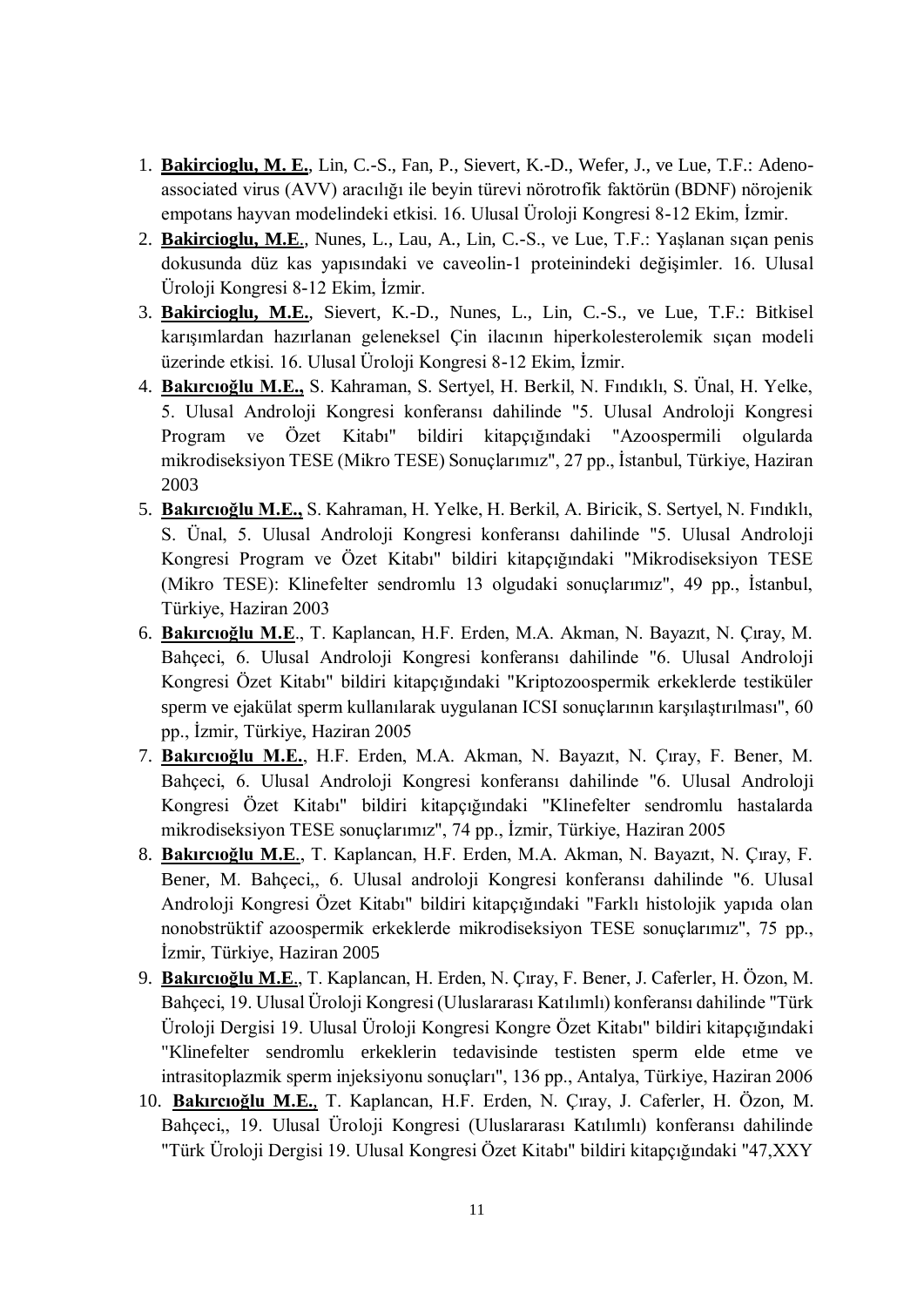1. **Bakircioglu, M. E.**, Lin, C.-S., Fan, P., Sievert, K.-D., Wefer, J., ve Lue, T.F.: Adeno-associated virus (AVV) aracılığı ile beyin türevi nörotrofik faktörün (BDNF) nörojenik empotans hayvan modelindeki etkisi. 16. Ulusal Üroloji Kongresi 8-12 Ekim, İzmir.
2. **Bakircioglu, M.E.**, Nunes, L., Lau, A., Lin, C.-S., ve Lue, T.F.: Yaşlanan sıçan penis dokusunda düz kas yapısındaki ve caveolin-1 proteinindeki değişimler. 16. Ulusal Üroloji Kongresi 8-12 Ekim, İzmir.
3. **Bakircioglu, M.E.**, Sievert, K.-D., Nunes, L., Lin, C.-S., ve Lue, T.F.: Bitkisel karışımlardan hazırlanan geleneksel Çin ilacının hiperkolesterolemik sıçan modeli üzerinde etkisi. 16. Ulusal Üroloji Kongresi 8-12 Ekim, İzmir.
4. **Bakırcıoğlu M.E.,** S. Kahraman, S. Sertyel, H. Berkil, N. Fındıklı, S. Ünal, H. Yelke, 5. Ulusal Androloji Kongresi konferansı dahilinde "5. Ulusal Androloji Kongresi Program ve Özet Kitabı" bildiri kitapçığındaki "Azoospermili olgularda mikrodiseksiyon TESE (Mikro TESE) Sonuçlarımız", 27 pp., İstanbul, Türkiye, Haziran 2003
5. **Bakırcıoğlu M.E.,** S. Kahraman, H. Yelke, H. Berkil, A. Biricik, S. Sertyel, N. Fındıklı, S. Ünal, 5. Ulusal Androloji Kongresi konferansı dahilinde "5. Ulusal Androloji Kongresi Program ve Özet Kitabı" bildiri kitapçığındaki "Mikrodiseksiyon TESE (Mikro TESE): Klinefelter sendromlu 13 olgudaki sonuçlarımız", 49 pp., İstanbul, Türkiye, Haziran 2003
6. **Bakırcıoğlu M.E**., T. Kaplancan, H.F. Erden, M.A. Akman, N. Bayazıt, N. Çıray, M. Bahçeci, 6. Ulusal Androloji Kongresi konferansı dahilinde "6. Ulusal Androloji Kongresi Özet Kitabı" bildiri kitapçığındaki "Kriptozoospermik erkeklerde testiküler sperm ve ejakülat sperm kullanılarak uygulanan ICSI sonuçlarının karşılaştırılması", 60 pp., İzmir, Türkiye, Haziran 2005
7. **Bakırcıoğlu M.E.,** H.F. Erden, M.A. Akman, N. Bayazıt, N. Çıray, F. Bener, M. Bahçeci, 6. Ulusal Androloji Kongresi konferansı dahilinde "6. Ulusal Androloji Kongresi Özet Kitabı" bildiri kitapçığındaki "Klinefelter sendromlu hastalarda mikrodiseksiyon TESE sonuçlarımız", 74 pp., İzmir, Türkiye, Haziran 2005
8. **Bakırcıoğlu M.E**., T. Kaplancan, H.F. Erden, M.A. Akman, N. Bayazıt, N. Çıray, F. Bener, M. Bahçeci,, 6. Ulusal androloji Kongresi konferansı dahilinde "6. Ulusal Androloji Kongresi Özet Kitabı" bildiri kitapçığındaki "Farklı histolojik yapıda olan nonobstrüktif azoospermik erkeklerde mikrodiseksiyon TESE sonuçlarımız", 75 pp., İzmir, Türkiye, Haziran 2005
9. **Bakırcıoğlu M.E**., T. Kaplancan, H. Erden, N. Çıray, F. Bener, J. Caferler, H. Özon, M. Bahçeci, 19. Ulusal Üroloji Kongresi (Uluslararası Katılımlı) konferansı dahilinde "Türk Üroloji Dergisi 19. Ulusal Üroloji Kongresi Kongre Özet Kitabı" bildiri kitapçığındaki "Klinefelter sendromlu erkeklerin tedavisinde testisten sperm elde etme ve intrasitoplazmik sperm injeksiyonu sonuçları", 136 pp., Antalya, Türkiye, Haziran 2006
10. **Bakırcıoğlu M.E.,** T. Kaplancan, H.F. Erden, N. Çıray, J. Caferler, H. Özon, M. Bahçeci,, 19. Ulusal Üroloji Kongresi (Uluslararası Katılımlı) konferansı dahilinde "Türk Üroloji Dergisi 19. Ulusal Kongresi Özet Kitabı" bildiri kitapçığındaki "47,XXY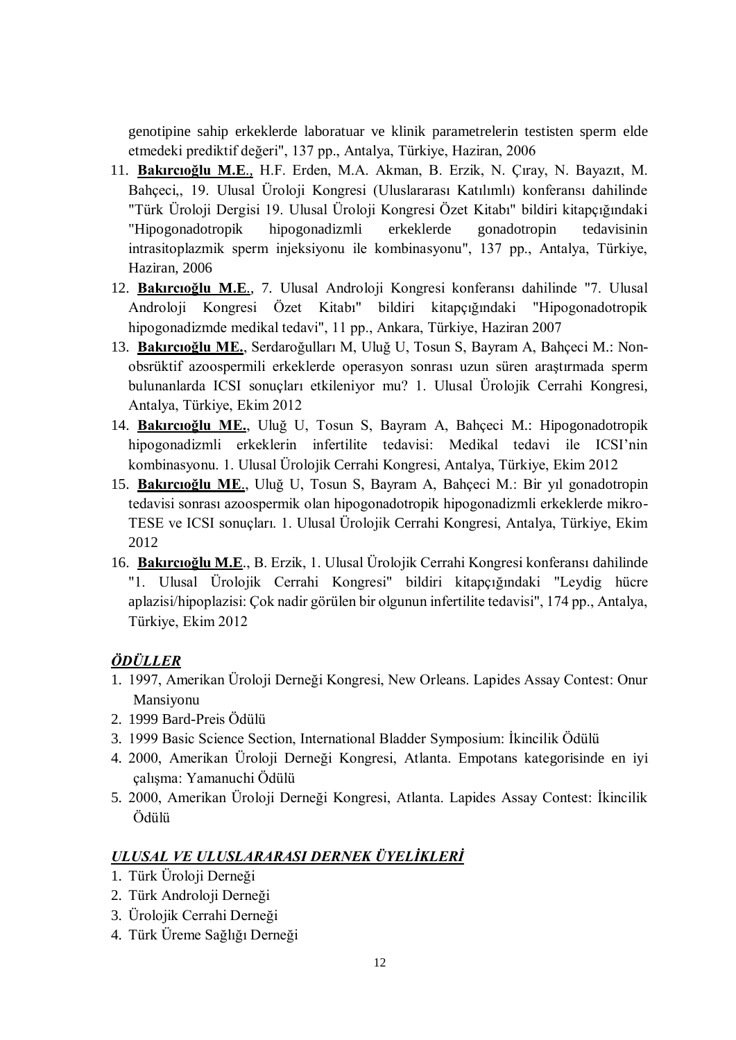genotipine sahip erkeklerde laboratuar ve klinik parametrelerin testisten sperm elde etmedeki prediktif değeri", 137 pp., Antalya, Türkiye, Haziran, 2006

11. **Bakırcıoğlu M.E.**, H.F. Erden, M.A. Akman, B. Erzik, N. Çıray, N. Bayazıt, M. Bahçeci,, 19. Ulusal Üroloji Kongresi (Uluslararası Katılımlı) konferansı dahilinde "Türk Üroloji Dergisi 19. Ulusal Üroloji Kongresi Özet Kitabı" bildiri kitapçığındaki "Hipogonadotropik hipogonadizmli erkeklerde gonadotropin tedavisinin intrasitoplazmik sperm injeksiyonu ile kombinasyonu", 137 pp., Antalya, Türkiye, Haziran, 2006
12. **Bakırcıoğlu M.E.**, 7. Ulusal Androloji Kongresi konferansı dahilinde "7. Ulusal Androloji Kongresi Özet Kitabı" bildiri kitapçığındaki "Hipogonadotropik hipogonadizmde medikal tedavi", 11 pp., Ankara, Türkiye, Haziran 2007
13. **Bakırcıoğlu ME.**, Serdaroğulları M, Uluğ U, Tosun S, Bayram A, Bahçeci M.: Non-obsrüktif azoospermili erkeklerde operasyon sonrası uzun süren araştırmada sperm bulunanlarda ICSI sonuçları etkileniyor mu? 1. Ulusal Ürolojik Cerrahi Kongresi, Antalya, Türkiye, Ekim 2012
14. **Bakırcıoğlu ME.**, Uluğ U, Tosun S, Bayram A, Bahçeci M.: Hipogonadotropik hipogonadizmli erkeklerin infertilite tedavisi: Medikal tedavi ile ICSI'nin kombinasyonu. 1. Ulusal Ürolojik Cerrahi Kongresi, Antalya, Türkiye, Ekim 2012
15. **Bakırcıoğlu ME.**, Uluğ U, Tosun S, Bayram A, Bahçeci M.: Bir yıl gonadotropin tedavisi sonrası azoospermik olan hipogonadotropik hipogonadizmli erkeklerde mikro-TESE ve ICSI sonuçları. 1. Ulusal Ürolojik Cerrahi Kongresi, Antalya, Türkiye, Ekim 2012
16. **Bakırcıoğlu M.E.**, B. Erzik, 1. Ulusal Ürolojik Cerrahi Kongresi konferansı dahilinde "1. Ulusal Ürolojik Cerrahi Kongresi" bildiri kitapçığındaki "Leydig hücre aplazisi/hipoplazisi: Çok nadir görülen bir olgunun infertilite tedavisi", 174 pp., Antalya, Türkiye, Ekim 2012

## ***ÖDÜLLER***

1. 1997, Amerikan Üroloji Derneği Kongresi, New Orleans. Lapides Assay Contest: Onur Mansiyonu
2. 1999 Bard-Preis Ödülü
3. 1999 Basic Science Section, International Bladder Symposium: İkincilik Ödülü
4. 2000, Amerikan Üroloji Derneği Kongresi, Atlanta. Empotans kategorisinde en iyi çalışma: Yamanuchi Ödülü
5. 2000, Amerikan Üroloji Derneği Kongresi, Atlanta. Lapides Assay Contest: İkincilik Ödülü

## ***ULUSAL VE ULUSLARARASI DERNEK ÜYELİKLERİ***

1. Türk Üroloji Derneği
2. Türk Androloji Derneği
3. Ürolojik Cerrahi Derneği
4. Türk Üreme Sağlığı Derneği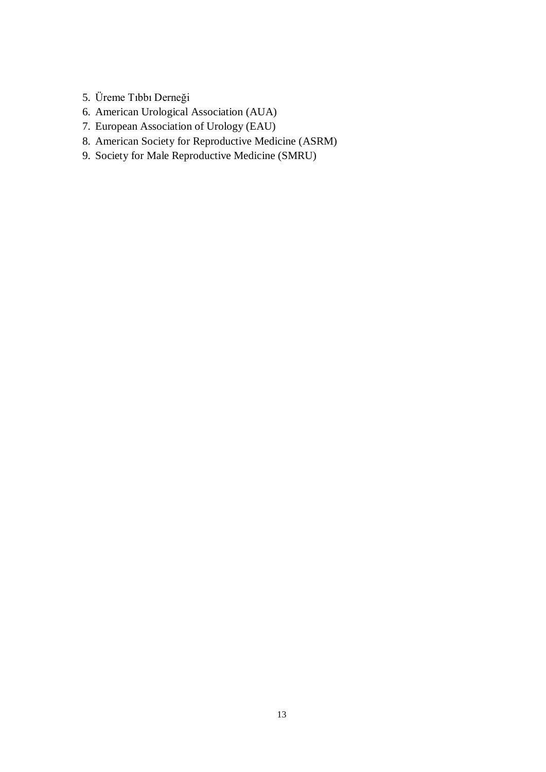5. Üreme Tıbbı Derneği
6. American Urological Association (AUA)
7. European Association of Urology (EAU)
8. American Society for Reproductive Medicine (ASRM)
9. Society for Male Reproductive Medicine (SMRU)